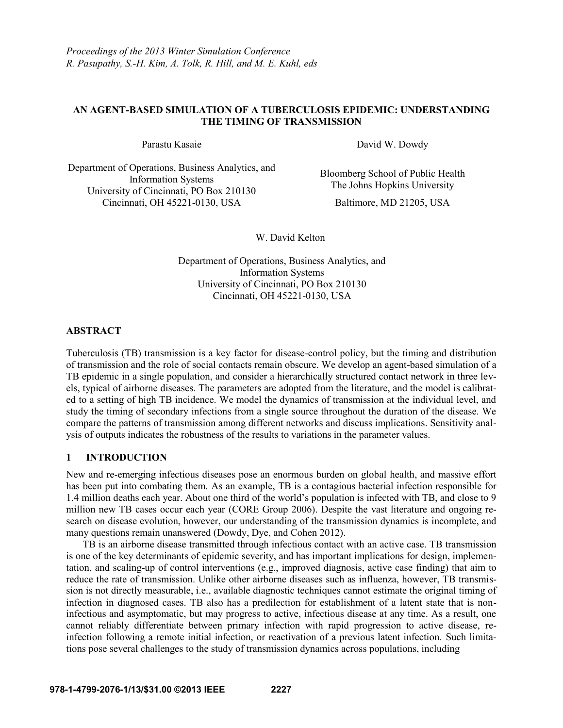*Proceedings of the 2013 Winter Simulation Conference*
*R. Pasupathy, S.-H. Kim, A. Tolk, R. Hill, and M. E. Kuhl, eds*

# AN AGENT-BASED SIMULATION OF A TUBERCULOSIS EPIDEMIC: UNDERSTANDING THE TIMING OF TRANSMISSION

Parastu Kasaie

Department of Operations, Business Analytics, and Information Systems
University of Cincinnati, PO Box 210130
Cincinnati, OH 45221-0130, USA

David W. Dowdy

Bloomberg School of Public Health
The Johns Hopkins University
Baltimore, MD 21205, USA

W. David Kelton

Department of Operations, Business Analytics, and Information Systems
University of Cincinnati, PO Box 210130
Cincinnati, OH 45221-0130, USA

## ABSTRACT

Tuberculosis (TB) transmission is a key factor for disease-control policy, but the timing and distribution of transmission and the role of social contacts remain obscure. We develop an agent-based simulation of a TB epidemic in a single population, and consider a hierarchically structured contact network in three levels, typical of airborne diseases. The parameters are adopted from the literature, and the model is calibrated to a setting of high TB incidence. We model the dynamics of transmission at the individual level, and study the timing of secondary infections from a single source throughout the duration of the disease. We compare the patterns of transmission among different networks and discuss implications. Sensitivity analysis of outputs indicates the robustness of the results to variations in the parameter values.

## 1 INTRODUCTION

New and re-emerging infectious diseases pose an enormous burden on global health, and massive effort has been put into combating them. As an example, TB is a contagious bacterial infection responsible for 1.4 million deaths each year. About one third of the world's population is infected with TB, and close to 9 million new TB cases occur each year (CORE Group 2006). Despite the vast literature and ongoing research on disease evolution, however, our understanding of the transmission dynamics is incomplete, and many questions remain unanswered (Dowdy, Dye, and Cohen 2012).

TB is an airborne disease transmitted through infectious contact with an active case. TB transmission is one of the key determinants of epidemic severity, and has important implications for design, implementation, and scaling-up of control interventions (e.g., improved diagnosis, active case finding) that aim to reduce the rate of transmission. Unlike other airborne diseases such as influenza, however, TB transmission is not directly measurable, i.e., available diagnostic techniques cannot estimate the original timing of infection in diagnosed cases. TB also has a predilection for establishment of a latent state that is non-infectious and asymptomatic, but may progress to active, infectious disease at any time. As a result, one cannot reliably differentiate between primary infection with rapid progression to active disease, re-infection following a remote initial infection, or reactivation of a previous latent infection. Such limitations pose several challenges to the study of transmission dynamics across populations, including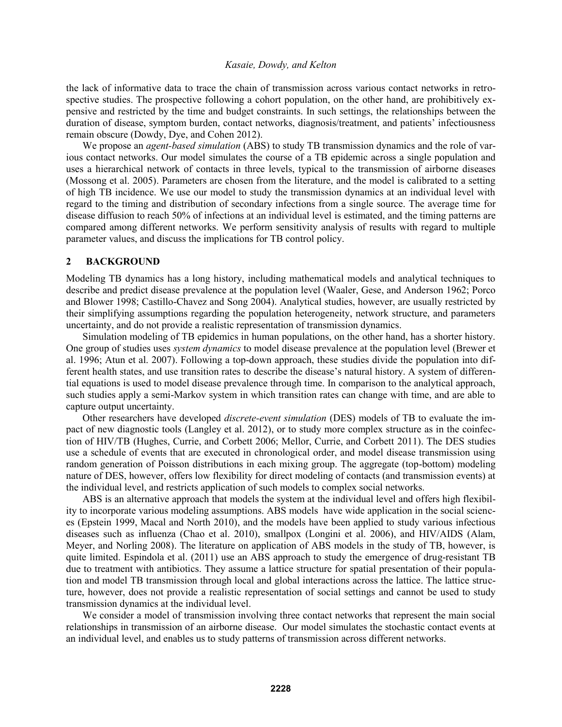the lack of informative data to trace the chain of transmission across various contact networks in retrospective studies. The prospective following a cohort population, on the other hand, are prohibitively expensive and restricted by the time and budget constraints. In such settings, the relationships between the duration of disease, symptom burden, contact networks, diagnosis/treatment, and patients' infectiousness remain obscure (Dowdy, Dye, and Cohen 2012).

We propose an *agent-based simulation* (ABS) to study TB transmission dynamics and the role of various contact networks. Our model simulates the course of a TB epidemic across a single population and uses a hierarchical network of contacts in three levels, typical to the transmission of airborne diseases (Mossong et al. 2005). Parameters are chosen from the literature, and the model is calibrated to a setting of high TB incidence. We use our model to study the transmission dynamics at an individual level with regard to the timing and distribution of secondary infections from a single source. The average time for disease diffusion to reach 50% of infections at an individual level is estimated, and the timing patterns are compared among different networks. We perform sensitivity analysis of results with regard to multiple parameter values, and discuss the implications for TB control policy.

## 2 BACKGROUND

Modeling TB dynamics has a long history, including mathematical models and analytical techniques to describe and predict disease prevalence at the population level (Waaler, Gese, and Anderson 1962; Porco and Blower 1998; Castillo-Chavez and Song 2004). Analytical studies, however, are usually restricted by their simplifying assumptions regarding the population heterogeneity, network structure, and parameters uncertainty, and do not provide a realistic representation of transmission dynamics.

Simulation modeling of TB epidemics in human populations, on the other hand, has a shorter history. One group of studies uses *system dynamics* to model disease prevalence at the population level (Brewer et al. 1996; Atun et al. 2007). Following a top-down approach, these studies divide the population into different health states, and use transition rates to describe the disease's natural history. A system of differential equations is used to model disease prevalence through time. In comparison to the analytical approach, such studies apply a semi-Markov system in which transition rates can change with time, and are able to capture output uncertainty.

Other researchers have developed *discrete-event simulation* (DES) models of TB to evaluate the impact of new diagnostic tools (Langley et al. 2012), or to study more complex structure as in the coinfection of HIV/TB (Hughes, Currie, and Corbett 2006; Mellor, Currie, and Corbett 2011). The DES studies use a schedule of events that are executed in chronological order, and model disease transmission using random generation of Poisson distributions in each mixing group. The aggregate (top-bottom) modeling nature of DES, however, offers low flexibility for direct modeling of contacts (and transmission events) at the individual level, and restricts application of such models to complex social networks.

ABS is an alternative approach that models the system at the individual level and offers high flexibility to incorporate various modeling assumptions. ABS models have wide application in the social sciences (Epstein 1999, Macal and North 2010), and the models have been applied to study various infectious diseases such as influenza (Chao et al. 2010), smallpox (Longini et al. 2006), and HIV/AIDS (Alam, Meyer, and Norling 2008). The literature on application of ABS models in the study of TB, however, is quite limited. Espindola et al. (2011) use an ABS approach to study the emergence of drug-resistant TB due to treatment with antibiotics. They assume a lattice structure for spatial presentation of their population and model TB transmission through local and global interactions across the lattice. The lattice structure, however, does not provide a realistic representation of social settings and cannot be used to study transmission dynamics at the individual level.

We consider a model of transmission involving three contact networks that represent the main social relationships in transmission of an airborne disease. Our model simulates the stochastic contact events at an individual level, and enables us to study patterns of transmission across different networks.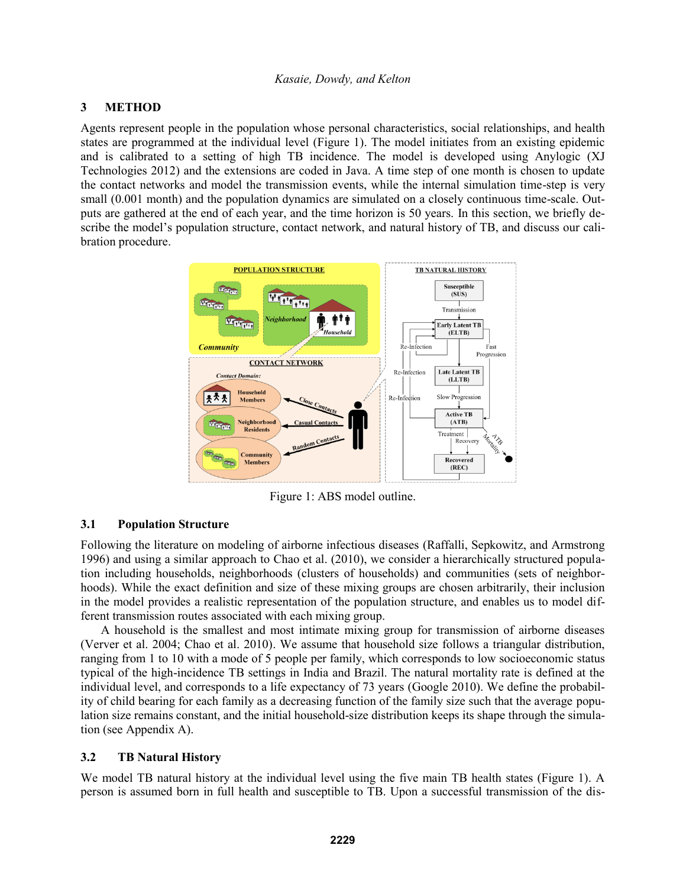## 3 METHOD

Agents represent people in the population whose personal characteristics, social relationships, and health states are programmed at the individual level (Figure 1). The model initiates from an existing epidemic and is calibrated to a setting of high TB incidence. The model is developed using Anylogic (XJ Technologies 2012) and the extensions are coded in Java. A time step of one month is chosen to update the contact networks and model the transmission events, while the internal simulation time-step is very small (0.001 month) and the population dynamics are simulated on a closely continuous time-scale. Outputs are gathered at the end of each year, and the time horizon is 50 years. In this section, we briefly describe the model's population structure, contact network, and natural history of TB, and discuss our calibration procedure.

Figure 1: ABS model outline.

### 3.1 Population Structure

Following the literature on modeling of airborne infectious diseases (Raffalli, Sepkowitz, and Armstrong 1996) and using a similar approach to Chao et al. (2010), we consider a hierarchically structured population including households, neighborhoods (clusters of households) and communities (sets of neighborhoods). While the exact definition and size of these mixing groups are chosen arbitrarily, their inclusion in the model provides a realistic representation of the population structure, and enables us to model different transmission routes associated with each mixing group.

A household is the smallest and most intimate mixing group for transmission of airborne diseases (Verver et al. 2004; Chao et al. 2010). We assume that household size follows a triangular distribution, ranging from 1 to 10 with a mode of 5 people per family, which corresponds to low socioeconomic status typical of the high-incidence TB settings in India and Brazil. The natural mortality rate is defined at the individual level, and corresponds to a life expectancy of 73 years (Google 2010). We define the probability of child bearing for each family as a decreasing function of the family size such that the average population size remains constant, and the initial household-size distribution keeps its shape through the simulation (see Appendix A).

### 3.2 TB Natural History

We model TB natural history at the individual level using the five main TB health states (Figure 1). A person is assumed born in full health and susceptible to TB. Upon a successful transmission of the dis-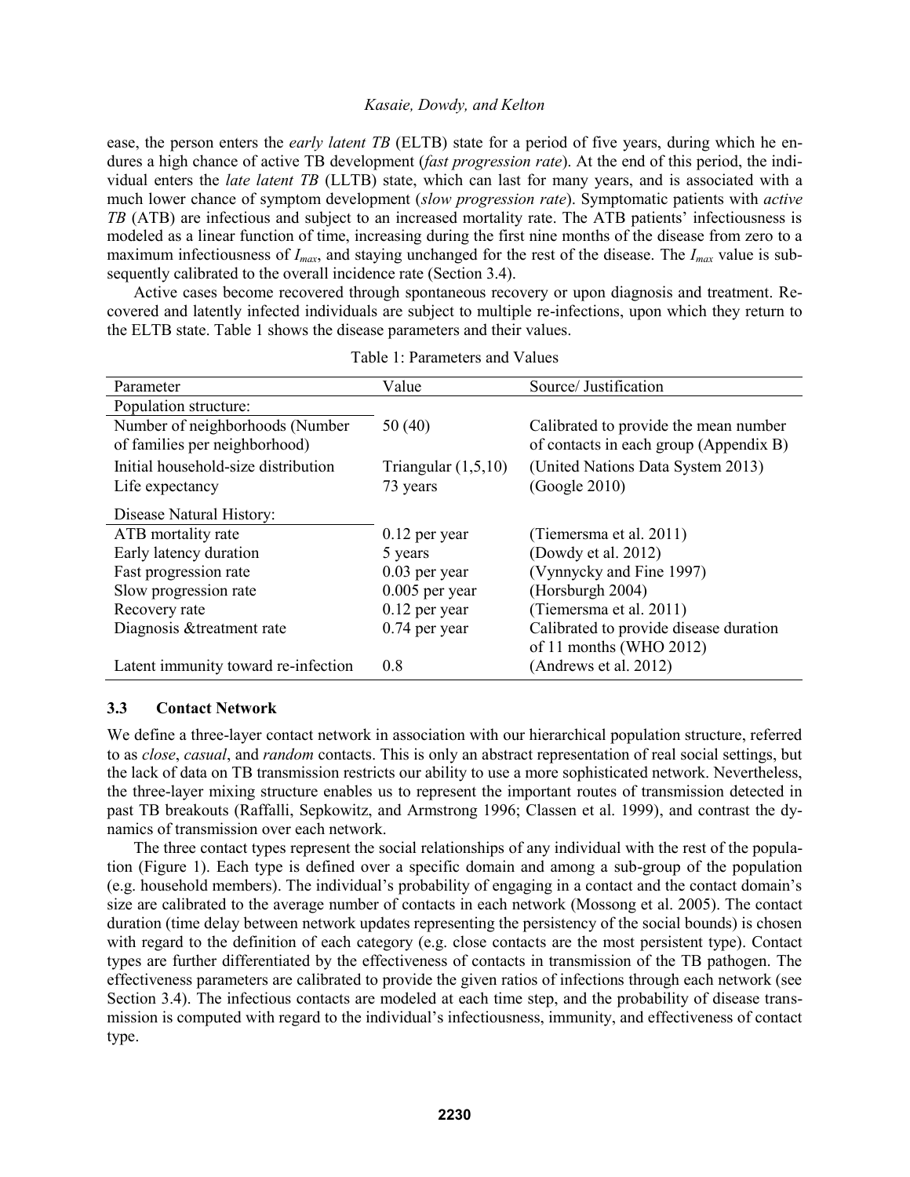ease, the person enters the *early latent TB* (ELTB) state for a period of five years, during which he endures a high chance of active TB development (*fast progression rate*). At the end of this period, the individual enters the *late latent TB* (LLTB) state, which can last for many years, and is associated with a much lower chance of symptom development (*slow progression rate*). Symptomatic patients with *active TB* (ATB) are infectious and subject to an increased mortality rate. The ATB patients' infectiousness is modeled as a linear function of time, increasing during the first nine months of the disease from zero to a maximum infectiousness of $I_{max}$, and staying unchanged for the rest of the disease. The $I_{max}$ value is subsequently calibrated to the overall incidence rate (Section 3.4).

Active cases become recovered through spontaneous recovery or upon diagnosis and treatment. Recovered and latently infected individuals are subject to multiple re-infections, upon which they return to the ELTB state. Table 1 shows the disease parameters and their values.

Table 1: Parameters and Values

| Parameter | Value | Source/ Justification |
|---|---|---|
| Population structure: | | |
| Number of neighborhoods (Number of families per neighborhood) | 50 (40) | Calibrated to provide the mean number of contacts in each group (Appendix B) |
| Initial household-size distribution | Triangular (1,5,10) | (United Nations Data System 2013) |
| Life expectancy | 73 years | (Google 2010) |
| Disease Natural History: | | |
| ATB mortality rate | 0.12 per year | (Tiemersma et al. 2011) |
| Early latency duration | 5 years | (Dowdy et al. 2012) |
| Fast progression rate | 0.03 per year | (Vynnycky and Fine 1997) |
| Slow progression rate | 0.005 per year | (Horsburgh 2004) |
| Recovery rate | 0.12 per year | (Tiemersma et al. 2011) |
| Diagnosis &treatment rate | 0.74 per year | Calibrated to provide disease duration of 11 months (WHO 2012) |
| Latent immunity toward re-infection | 0.8 | (Andrews et al. 2012) |

### 3.3 Contact Network

We define a three-layer contact network in association with our hierarchical population structure, referred to as *close*, *casual*, and *random* contacts. This is only an abstract representation of real social settings, but the lack of data on TB transmission restricts our ability to use a more sophisticated network. Nevertheless, the three-layer mixing structure enables us to represent the important routes of transmission detected in past TB breakouts (Raffalli, Sepkowitz, and Armstrong 1996; Classen et al. 1999), and contrast the dynamics of transmission over each network.

The three contact types represent the social relationships of any individual with the rest of the population (Figure 1). Each type is defined over a specific domain and among a sub-group of the population (e.g. household members). The individual's probability of engaging in a contact and the contact domain's size are calibrated to the average number of contacts in each network (Mossong et al. 2005). The contact duration (time delay between network updates representing the persistency of the social bounds) is chosen with regard to the definition of each category (e.g. close contacts are the most persistent type). Contact types are further differentiated by the effectiveness of contacts in transmission of the TB pathogen. The effectiveness parameters are calibrated to provide the given ratios of infections through each network (see Section 3.4). The infectious contacts are modeled at each time step, and the probability of disease transmission is computed with regard to the individual's infectiousness, immunity, and effectiveness of contact type.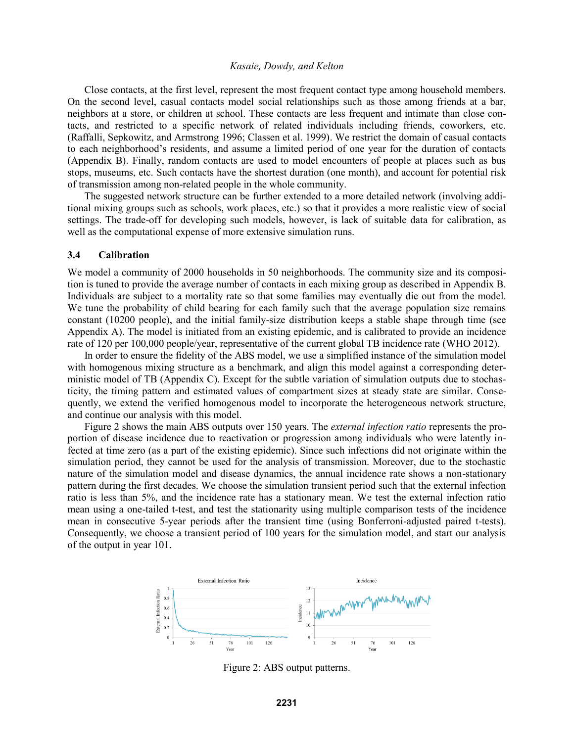Close contacts, at the first level, represent the most frequent contact type among household members. On the second level, casual contacts model social relationships such as those among friends at a bar, neighbors at a store, or children at school. These contacts are less frequent and intimate than close contacts, and restricted to a specific network of related individuals including friends, coworkers, etc. (Raffalli, Sepkowitz, and Armstrong 1996; Classen et al. 1999). We restrict the domain of casual contacts to each neighborhood's residents, and assume a limited period of one year for the duration of contacts (Appendix B). Finally, random contacts are used to model encounters of people at places such as bus stops, museums, etc. Such contacts have the shortest duration (one month), and account for potential risk of transmission among non-related people in the whole community.

The suggested network structure can be further extended to a more detailed network (involving additional mixing groups such as schools, work places, etc.) so that it provides a more realistic view of social settings. The trade-off for developing such models, however, is lack of suitable data for calibration, as well as the computational expense of more extensive simulation runs.

### 3.4 Calibration

We model a community of 2000 households in 50 neighborhoods. The community size and its composition is tuned to provide the average number of contacts in each mixing group as described in Appendix B. Individuals are subject to a mortality rate so that some families may eventually die out from the model. We tune the probability of child bearing for each family such that the average population size remains constant (10200 people), and the initial family-size distribution keeps a stable shape through time (see Appendix A). The model is initiated from an existing epidemic, and is calibrated to provide an incidence rate of 120 per 100,000 people/year, representative of the current global TB incidence rate (WHO 2012).

In order to ensure the fidelity of the ABS model, we use a simplified instance of the simulation model with homogenous mixing structure as a benchmark, and align this model against a corresponding deterministic model of TB (Appendix C). Except for the subtle variation of simulation outputs due to stochasticity, the timing pattern and estimated values of compartment sizes at steady state are similar. Consequently, we extend the verified homogenous model to incorporate the heterogeneous network structure, and continue our analysis with this model.

Figure 2 shows the main ABS outputs over 150 years. The *external infection ratio* represents the proportion of disease incidence due to reactivation or progression among individuals who were latently infected at time zero (as a part of the existing epidemic). Since such infections did not originate within the simulation period, they cannot be used for the analysis of transmission. Moreover, due to the stochastic nature of the simulation model and disease dynamics, the annual incidence rate shows a non-stationary pattern during the first decades. We choose the simulation transient period such that the external infection ratio is less than 5%, and the incidence rate has a stationary mean. We test the external infection ratio mean using a one-tailed t-test, and test the stationarity using multiple comparison tests of the incidence mean in consecutive 5-year periods after the transient time (using Bonferroni-adjusted paired t-tests). Consequently, we choose a transient period of 100 years for the simulation model, and start our analysis of the output in year 101.

Figure 2: ABS output patterns.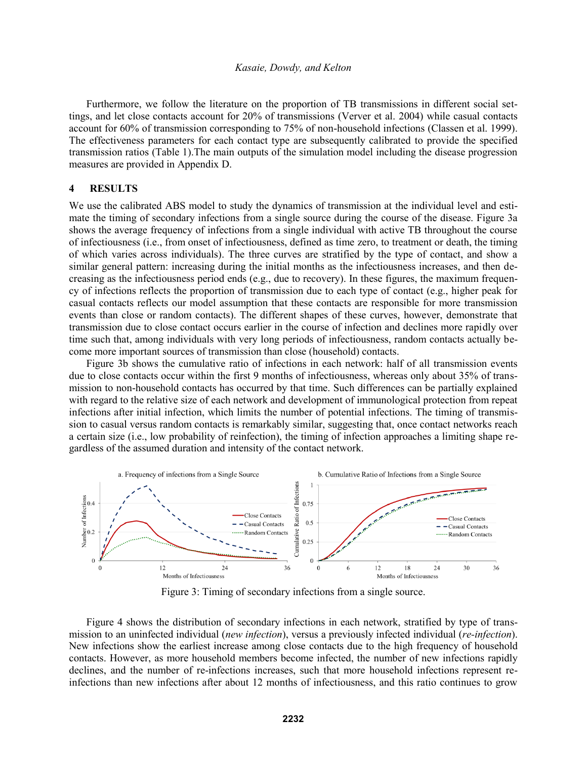Furthermore, we follow the literature on the proportion of TB transmissions in different social settings, and let close contacts account for 20% of transmissions (Verver et al. 2004) while casual contacts account for 60% of transmission corresponding to 75% of non-household infections (Classen et al. 1999). The effectiveness parameters for each contact type are subsequently calibrated to provide the specified transmission ratios (Table 1).The main outputs of the simulation model including the disease progression measures are provided in Appendix D.

## 4 RESULTS

We use the calibrated ABS model to study the dynamics of transmission at the individual level and estimate the timing of secondary infections from a single source during the course of the disease. Figure 3a shows the average frequency of infections from a single individual with active TB throughout the course of infectiousness (i.e., from onset of infectiousness, defined as time zero, to treatment or death, the timing of which varies across individuals). The three curves are stratified by the type of contact, and show a similar general pattern: increasing during the initial months as the infectiousness increases, and then decreasing as the infectiousness period ends (e.g., due to recovery). In these figures, the maximum frequency of infections reflects the proportion of transmission due to each type of contact (e.g., higher peak for casual contacts reflects our model assumption that these contacts are responsible for more transmission events than close or random contacts). The different shapes of these curves, however, demonstrate that transmission due to close contact occurs earlier in the course of infection and declines more rapidly over time such that, among individuals with very long periods of infectiousness, random contacts actually become more important sources of transmission than close (household) contacts.

Figure 3b shows the cumulative ratio of infections in each network: half of all transmission events due to close contacts occur within the first 9 months of infectiousness, whereas only about 35% of transmission to non-household contacts has occurred by that time. Such differences can be partially explained with regard to the relative size of each network and development of immunological protection from repeat infections after initial infection, which limits the number of potential infections. The timing of transmission to casual versus random contacts is remarkably similar, suggesting that, once contact networks reach a certain size (i.e., low probability of reinfection), the timing of infection approaches a limiting shape regardless of the assumed duration and intensity of the contact network.

Figure 3: Timing of secondary infections from a single source.

Figure 4 shows the distribution of secondary infections in each network, stratified by type of transmission to an uninfected individual (*new infection*), versus a previously infected individual (*re-infection*). New infections show the earliest increase among close contacts due to the high frequency of household contacts. However, as more household members become infected, the number of new infections rapidly declines, and the number of re-infections increases, such that more household infections represent re-infections than new infections after about 12 months of infectiousness, and this ratio continues to grow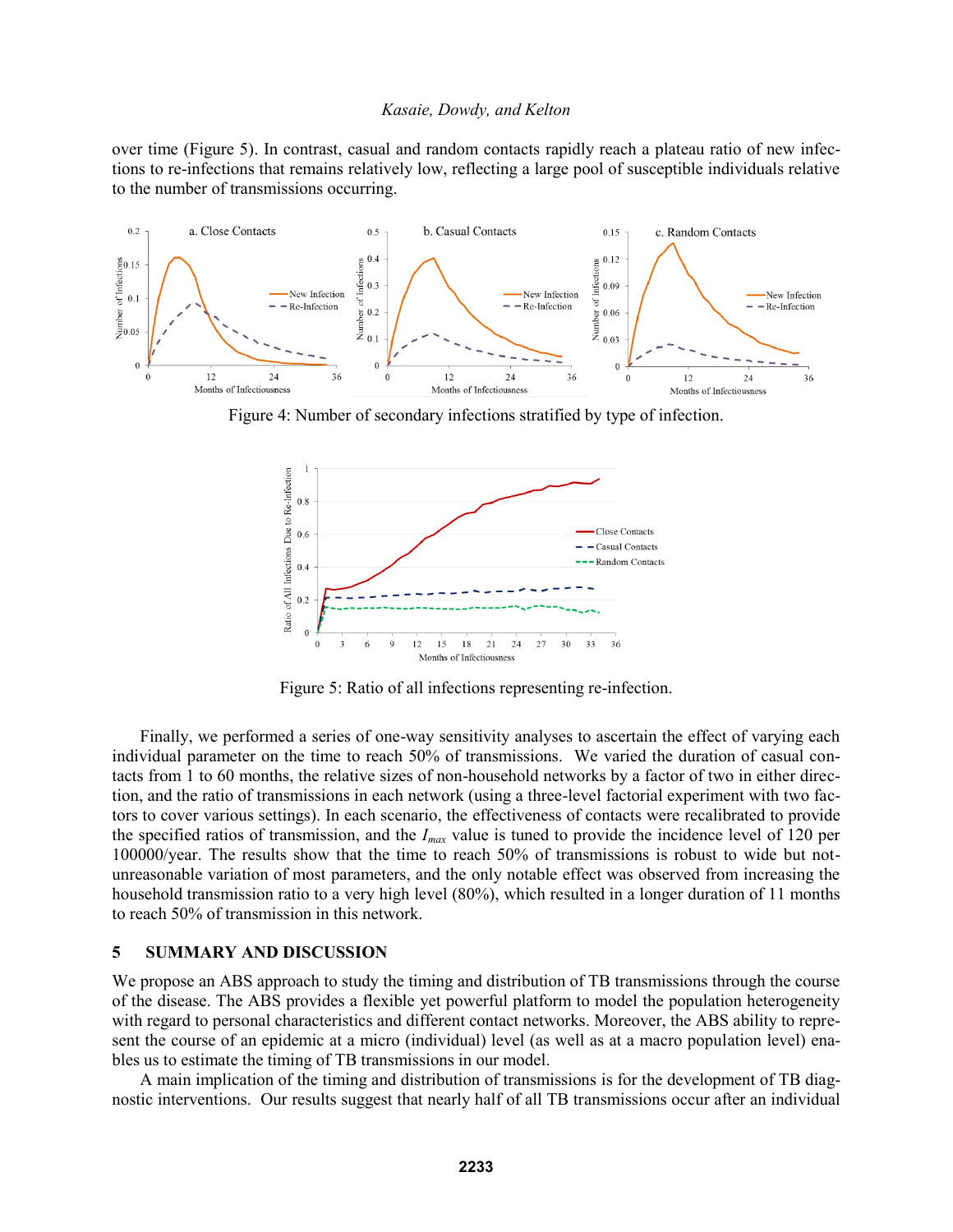over time (Figure 5). In contrast, casual and random contacts rapidly reach a plateau ratio of new infections to re-infections that remains relatively low, reflecting a large pool of susceptible individuals relative to the number of transmissions occurring.

Figure 4: Number of secondary infections stratified by type of infection.

Figure 5: Ratio of all infections representing re-infection.

Finally, we performed a series of one-way sensitivity analyses to ascertain the effect of varying each individual parameter on the time to reach 50% of transmissions. We varied the duration of casual contacts from 1 to 60 months, the relative sizes of non-household networks by a factor of two in either direction, and the ratio of transmissions in each network (using a three-level factorial experiment with two factors to cover various settings). In each scenario, the effectiveness of contacts were recalibrated to provide the specified ratios of transmission, and the $I_{max}$ value is tuned to provide the incidence level of 120 per 100000/year. The results show that the time to reach 50% of transmissions is robust to wide but not-unreasonable variation of most parameters, and the only notable effect was observed from increasing the household transmission ratio to a very high level (80%), which resulted in a longer duration of 11 months to reach 50% of transmission in this network.

## 5 SUMMARY AND DISCUSSION

We propose an ABS approach to study the timing and distribution of TB transmissions through the course of the disease. The ABS provides a flexible yet powerful platform to model the population heterogeneity with regard to personal characteristics and different contact networks. Moreover, the ABS ability to represent the course of an epidemic at a micro (individual) level (as well as at a macro population level) enables us to estimate the timing of TB transmissions in our model.

A main implication of the timing and distribution of transmissions is for the development of TB diagnostic interventions. Our results suggest that nearly half of all TB transmissions occur after an individual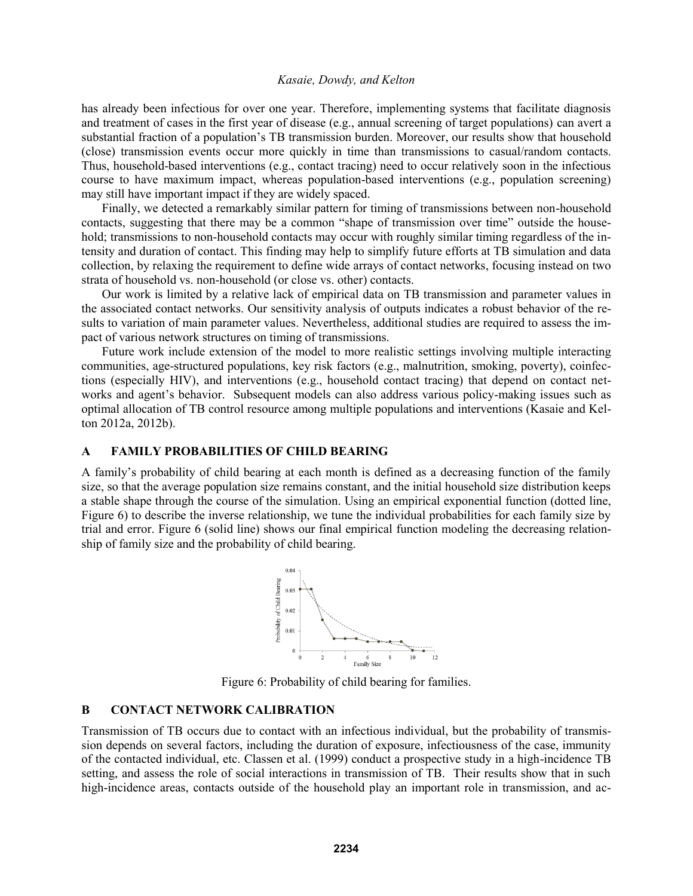has already been infectious for over one year. Therefore, implementing systems that facilitate diagnosis and treatment of cases in the first year of disease (e.g., annual screening of target populations) can avert a substantial fraction of a population's TB transmission burden. Moreover, our results show that household (close) transmission events occur more quickly in time than transmissions to casual/random contacts. Thus, household-based interventions (e.g., contact tracing) need to occur relatively soon in the infectious course to have maximum impact, whereas population-based interventions (e.g., population screening) may still have important impact if they are widely spaced.

Finally, we detected a remarkably similar pattern for timing of transmissions between non-household contacts, suggesting that there may be a common "shape of transmission over time" outside the household; transmissions to non-household contacts may occur with roughly similar timing regardless of the intensity and duration of contact. This finding may help to simplify future efforts at TB simulation and data collection, by relaxing the requirement to define wide arrays of contact networks, focusing instead on two strata of household vs. non-household (or close vs. other) contacts.

Our work is limited by a relative lack of empirical data on TB transmission and parameter values in the associated contact networks. Our sensitivity analysis of outputs indicates a robust behavior of the results to variation of main parameter values. Nevertheless, additional studies are required to assess the impact of various network structures on timing of transmissions.

Future work include extension of the model to more realistic settings involving multiple interacting communities, age-structured populations, key risk factors (e.g., malnutrition, smoking, poverty), coinfections (especially HIV), and interventions (e.g., household contact tracing) that depend on contact networks and agent's behavior. Subsequent models can also address various policy-making issues such as optimal allocation of TB control resource among multiple populations and interventions (Kasaie and Kelton 2012a, 2012b).

## A FAMILY PROBABILITIES OF CHILD BEARING

A family's probability of child bearing at each month is defined as a decreasing function of the family size, so that the average population size remains constant, and the initial household size distribution keeps a stable shape through the course of the simulation. Using an empirical exponential function (dotted line, Figure 6) to describe the inverse relationship, we tune the individual probabilities for each family size by trial and error. Figure 6 (solid line) shows our final empirical function modeling the decreasing relationship of family size and the probability of child bearing.

Probability of Child Bearing
0.04
0.03
0.02
0.01
0
0 2 4 6 8 10 12
Family Size

Figure 6: Probability of child bearing for families.

## B CONTACT NETWORK CALIBRATION

Transmission of TB occurs due to contact with an infectious individual, but the probability of transmission depends on several factors, including the duration of exposure, infectiousness of the case, immunity of the contacted individual, etc. Classen et al. (1999) conduct a prospective study in a high-incidence TB setting, and assess the role of social interactions in transmission of TB. Their results show that in such high-incidence areas, contacts outside of the household play an important role in transmission, and ac-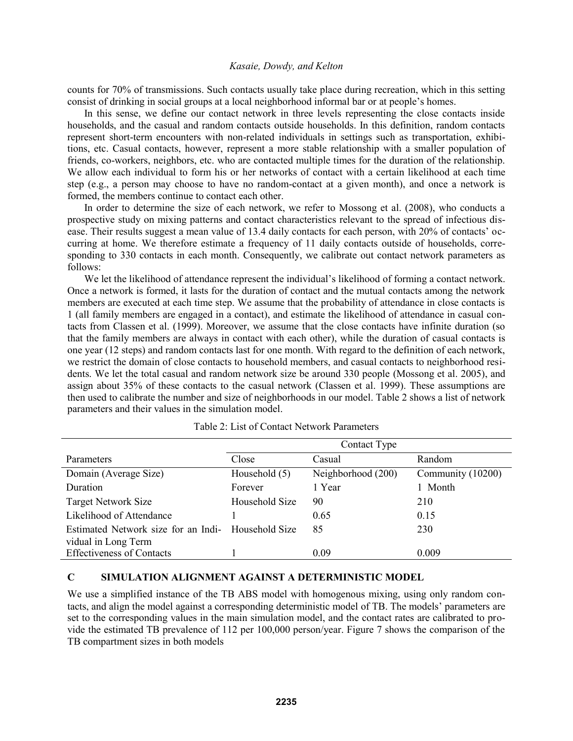counts for 70% of transmissions. Such contacts usually take place during recreation, which in this setting consist of drinking in social groups at a local neighborhood informal bar or at people's homes.

In this sense, we define our contact network in three levels representing the close contacts inside households, and the casual and random contacts outside households. In this definition, random contacts represent short-term encounters with non-related individuals in settings such as transportation, exhibitions, etc. Casual contacts, however, represent a more stable relationship with a smaller population of friends, co-workers, neighbors, etc. who are contacted multiple times for the duration of the relationship. We allow each individual to form his or her networks of contact with a certain likelihood at each time step (e.g., a person may choose to have no random-contact at a given month), and once a network is formed, the members continue to contact each other.

In order to determine the size of each network, we refer to Mossong et al. (2008), who conducts a prospective study on mixing patterns and contact characteristics relevant to the spread of infectious disease. Their results suggest a mean value of 13.4 daily contacts for each person, with 20% of contacts' occurring at home. We therefore estimate a frequency of 11 daily contacts outside of households, corresponding to 330 contacts in each month. Consequently, we calibrate out contact network parameters as follows:

We let the likelihood of attendance represent the individual's likelihood of forming a contact network. Once a network is formed, it lasts for the duration of contact and the mutual contacts among the network members are executed at each time step. We assume that the probability of attendance in close contacts is 1 (all family members are engaged in a contact), and estimate the likelihood of attendance in casual contacts from Classen et al. (1999). Moreover, we assume that the close contacts have infinite duration (so that the family members are always in contact with each other), while the duration of casual contacts is one year (12 steps) and random contacts last for one month. With regard to the definition of each network, we restrict the domain of close contacts to household members, and casual contacts to neighborhood residents. We let the total casual and random network size be around 330 people (Mossong et al. 2005), and assign about 35% of these contacts to the casual network (Classen et al. 1999). These assumptions are then used to calibrate the number and size of neighborhoods in our model. Table 2 shows a list of network parameters and their values in the simulation model.

Table 2: List of Contact Network Parameters

| | Contact Type | | |
|---|---|---|---|
| Parameters | Close | Casual | Random |
| Domain (Average Size) | Household (5) | Neighborhood (200) | Community (10200) |
| Duration | Forever | 1 Year | 1 Month |
| Target Network Size | Household Size | 90 | 210 |
| Likelihood of Attendance | 1 | 0.65 | 0.15 |
| Estimated Network size for an Individual in Long Term | Household Size | 85 | 230 |
| Effectiveness of Contacts | 1 | 0.09 | 0.009 |

## C SIMULATION ALIGNMENT AGAINST A DETERMINISTIC MODEL

We use a simplified instance of the TB ABS model with homogenous mixing, using only random contacts, and align the model against a corresponding deterministic model of TB. The models' parameters are set to the corresponding values in the main simulation model, and the contact rates are calibrated to provide the estimated TB prevalence of 112 per 100,000 person/year. Figure 7 shows the comparison of the TB compartment sizes in both models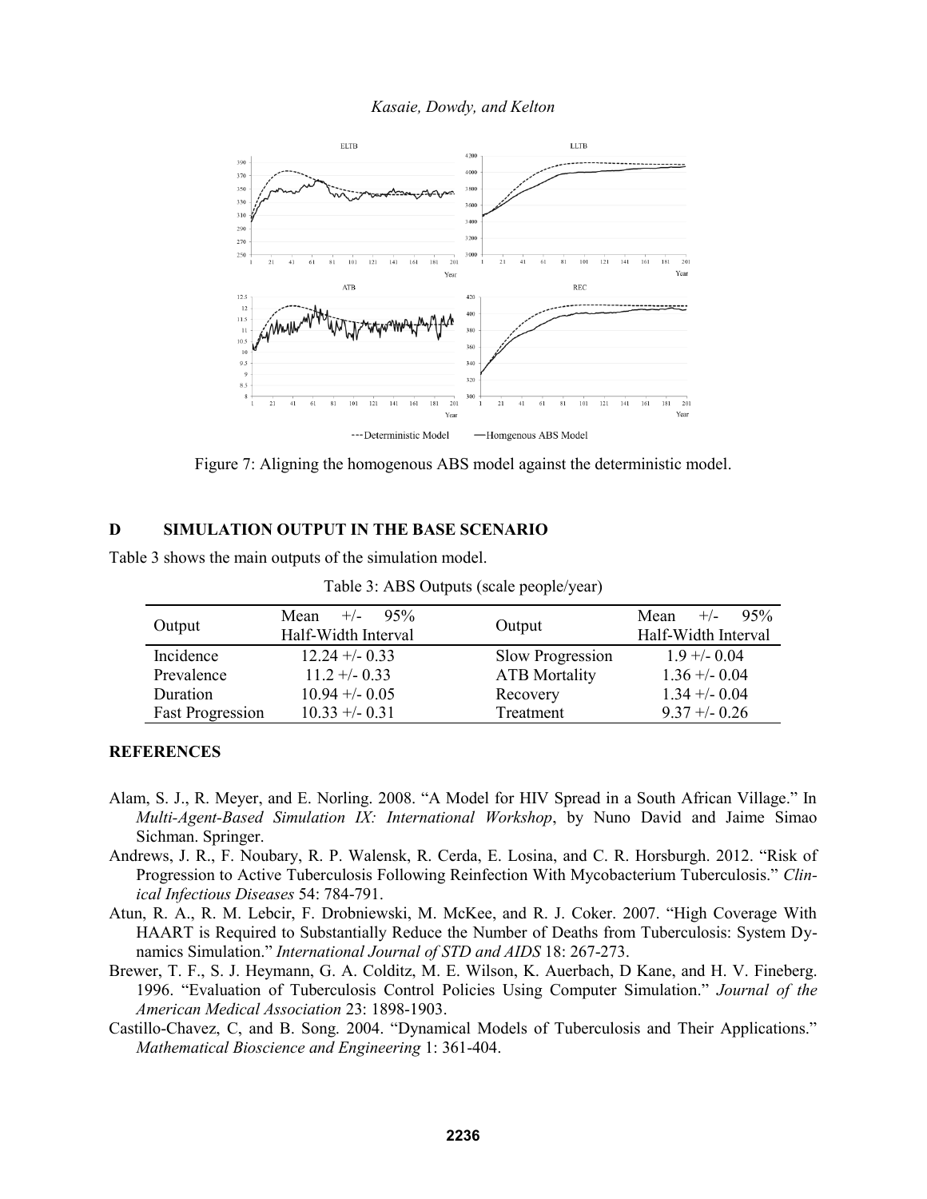Figure 7: Aligning the homogenous ABS model against the deterministic model.

## D SIMULATION OUTPUT IN THE BASE SCENARIO

Table 3 shows the main outputs of the simulation model.

Table 3: ABS Outputs (scale people/year)

| Output | Mean +/- 95% Half-Width Interval | Output | Mean +/- 95% Half-Width Interval |
|---|---|---|---|
| Incidence | 12.24 +/- 0.33 | Slow Progression | 1.9 +/- 0.04 |
| Prevalence | 11.2 +/- 0.33 | ATB Mortality | 1.36 +/- 0.04 |
| Duration | 10.94 +/- 0.05 | Recovery | 1.34 +/- 0.04 |
| Fast Progression | 10.33 +/- 0.31 | Treatment | 9.37 +/- 0.26 |

## REFERENCES

Alam, S. J., R. Meyer, and E. Norling. 2008. "A Model for HIV Spread in a South African Village." In *Multi-Agent-Based Simulation IX: International Workshop*, by Nuno David and Jaime Simao Sichman. Springer.

Andrews, J. R., F. Noubary, R. P. Walensk, R. Cerda, E. Losina, and C. R. Horsburgh. 2012. "Risk of Progression to Active Tuberculosis Following Reinfection With Mycobacterium Tuberculosis." *Clinical Infectious Diseases* 54: 784-791.

Atun, R. A., R. M. Lebcir, F. Drobniewski, M. McKee, and R. J. Coker. 2007. "High Coverage With HAART is Required to Substantially Reduce the Number of Deaths from Tuberculosis: System Dynamics Simulation." *International Journal of STD and AIDS* 18: 267-273.

Brewer, T. F., S. J. Heymann, G. A. Colditz, M. E. Wilson, K. Auerbach, D Kane, and H. V. Fineberg. 1996. "Evaluation of Tuberculosis Control Policies Using Computer Simulation." *Journal of the American Medical Association* 23: 1898-1903.

Castillo-Chavez, C, and B. Song. 2004. "Dynamical Models of Tuberculosis and Their Applications." *Mathematical Bioscience and Engineering* 1: 361-404.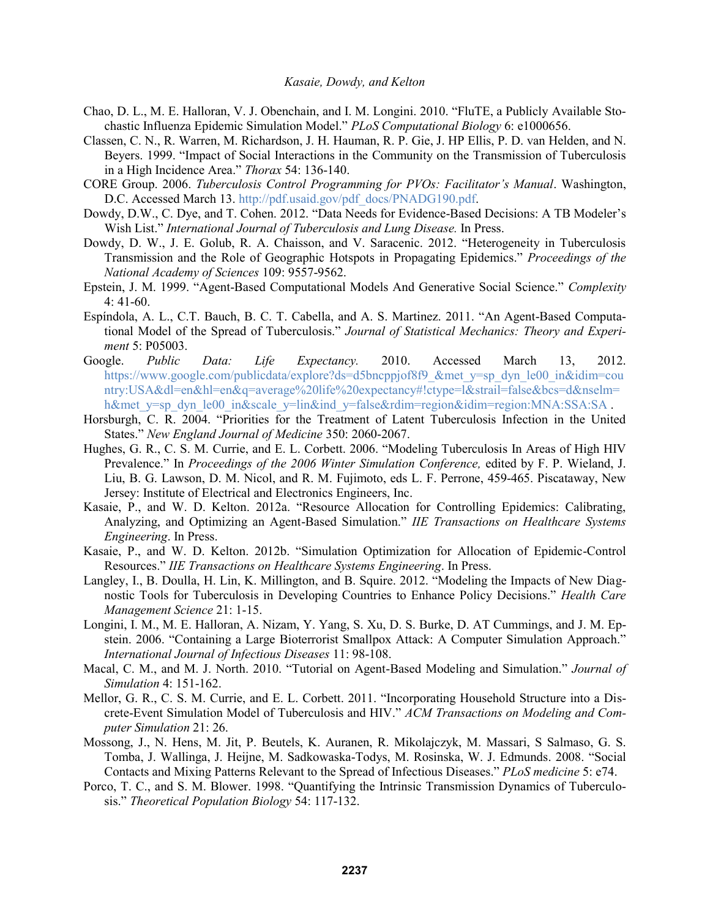Chao, D. L., M. E. Halloran, V. J. Obenchain, and I. M. Longini. 2010. "FluTE, a Publicly Available Stochastic Influenza Epidemic Simulation Model." *PLoS Computational Biology* 6: e1000656.

Classen, C. N., R. Warren, M. Richardson, J. H. Hauman, R. P. Gie, J. HP Ellis, P. D. van Helden, and N. Beyers. 1999. "Impact of Social Interactions in the Community on the Transmission of Tuberculosis in a High Incidence Area." *Thorax* 54: 136-140.

CORE Group. 2006. *Tuberculosis Control Programming for PVOs: Facilitator's Manual*. Washington, D.C. Accessed March 13. http://pdf.usaid.gov/pdf_docs/PNADG190.pdf.

Dowdy, D.W., C. Dye, and T. Cohen. 2012. "Data Needs for Evidence-Based Decisions: A TB Modeler's Wish List." *International Journal of Tuberculosis and Lung Disease.* In Press.

Dowdy, D. W., J. E. Golub, R. A. Chaisson, and V. Saracenic. 2012. "Heterogeneity in Tuberculosis Transmission and the Role of Geographic Hotspots in Propagating Epidemics." *Proceedings of the National Academy of Sciences* 109: 9557-9562.

Epstein, J. M. 1999. "Agent-Based Computational Models And Generative Social Science." *Complexity* 4: 41-60.

Espíndola, A. L., C.T. Bauch, B. C. T. Cabella, and A. S. Martinez. 2011. "An Agent-Based Computational Model of the Spread of Tuberculosis." *Journal of Statistical Mechanics: Theory and Experiment* 5: P05003.

Google. *Public Data: Life Expectancy.* 2010. Accessed March 13, 2012. https://www.google.com/publicdata/explore?ds=d5bncppjof8f9_&met_y=sp_dyn_le00_in&idim=country:USA&dl=en&hl=en&q=average%20life%20expectancy#!ctype=l&strail=false&bcs=d&nselm=h&met_y=sp_dyn_le00_in&scale_y=lin&ind_y=false&rdim=region&idim=region:MNA:SSA:SA .

Horsburgh, C. R. 2004. "Priorities for the Treatment of Latent Tuberculosis Infection in the United States." *New England Journal of Medicine* 350: 2060-2067.

Hughes, G. R., C. S. M. Currie, and E. L. Corbett. 2006. "Modeling Tuberculosis In Areas of High HIV Prevalence." In *Proceedings of the 2006 Winter Simulation Conference,* edited by F. P. Wieland, J. Liu, B. G. Lawson, D. M. Nicol, and R. M. Fujimoto, eds L. F. Perrone, 459-465. Piscataway, New Jersey: Institute of Electrical and Electronics Engineers, Inc.

Kasaie, P., and W. D. Kelton. 2012a. "Resource Allocation for Controlling Epidemics: Calibrating, Analyzing, and Optimizing an Agent-Based Simulation." *IIE Transactions on Healthcare Systems Engineering*. In Press.

Kasaie, P., and W. D. Kelton. 2012b. "Simulation Optimization for Allocation of Epidemic-Control Resources." *IIE Transactions on Healthcare Systems Engineering*. In Press.

Langley, I., B. Doulla, H. Lin, K. Millington, and B. Squire. 2012. "Modeling the Impacts of New Diagnostic Tools for Tuberculosis in Developing Countries to Enhance Policy Decisions." *Health Care Management Science* 21: 1-15.

Longini, I. M., M. E. Halloran, A. Nizam, Y. Yang, S. Xu, D. S. Burke, D. AT Cummings, and J. M. Epstein. 2006. "Containing a Large Bioterrorist Smallpox Attack: A Computer Simulation Approach." *International Journal of Infectious Diseases* 11: 98-108.

Macal, C. M., and M. J. North. 2010. "Tutorial on Agent-Based Modeling and Simulation." *Journal of Simulation* 4: 151-162.

Mellor, G. R., C. S. M. Currie, and E. L. Corbett. 2011. "Incorporating Household Structure into a Discrete-Event Simulation Model of Tuberculosis and HIV." *ACM Transactions on Modeling and Computer Simulation* 21: 26.

Mossong, J., N. Hens, M. Jit, P. Beutels, K. Auranen, R. Mikolajczyk, M. Massari, S Salmaso, G. S. Tomba, J. Wallinga, J. Heijne, M. Sadkowaska-Todys, M. Rosinska, W. J. Edmunds. 2008. "Social Contacts and Mixing Patterns Relevant to the Spread of Infectious Diseases." *PLoS medicine* 5: e74.

Porco, T. C., and S. M. Blower. 1998. "Quantifying the Intrinsic Transmission Dynamics of Tuberculosis." *Theoretical Population Biology* 54: 117-132.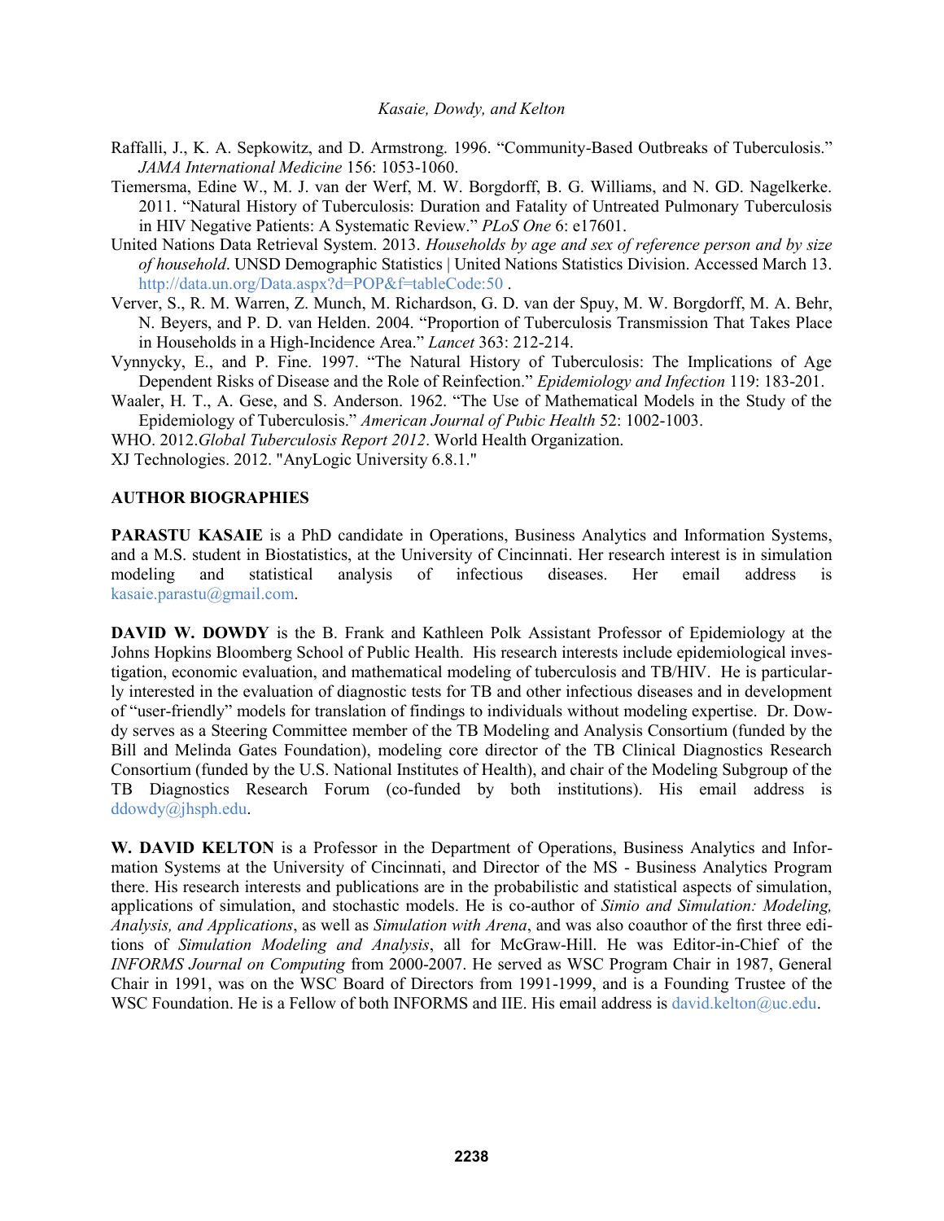Raffalli, J., K. A. Sepkowitz, and D. Armstrong. 1996. "Community-Based Outbreaks of Tuberculosis." *JAMA International Medicine* 156: 1053-1060.

Tiemersma, Edine W., M. J. van der Werf, M. W. Borgdorff, B. G. Williams, and N. GD. Nagelkerke. 2011. "Natural History of Tuberculosis: Duration and Fatality of Untreated Pulmonary Tuberculosis in HIV Negative Patients: A Systematic Review." *PLoS One* 6: e17601.

United Nations Data Retrieval System. 2013. *Households by age and sex of reference person and by size of household*. UNSD Demographic Statistics | United Nations Statistics Division. Accessed March 13. http://data.un.org/Data.aspx?d=POP&f=tableCode:50 .

Verver, S., R. M. Warren, Z. Munch, M. Richardson, G. D. van der Spuy, M. W. Borgdorff, M. A. Behr, N. Beyers, and P. D. van Helden. 2004. "Proportion of Tuberculosis Transmission That Takes Place in Households in a High-Incidence Area." *Lancet* 363: 212-214.

Vynnycky, E., and P. Fine. 1997. "The Natural History of Tuberculosis: The Implications of Age Dependent Risks of Disease and the Role of Reinfection." *Epidemiology and Infection* 119: 183-201.

Waaler, H. T., A. Gese, and S. Anderson. 1962. "The Use of Mathematical Models in the Study of the Epidemiology of Tuberculosis." *American Journal of Pubic Health* 52: 1002-1003.

WHO. 2012.*Global Tuberculosis Report 2012*. World Health Organization.

XJ Technologies. 2012. "AnyLogic University 6.8.1."

## AUTHOR BIOGRAPHIES

**PARASTU KASAIE** is a PhD candidate in Operations, Business Analytics and Information Systems, and a M.S. student in Biostatistics, at the University of Cincinnati. Her research interest is in simulation modeling and statistical analysis of infectious diseases. Her email address is kasaie.parastu@gmail.com.

**DAVID W. DOWDY** is the B. Frank and Kathleen Polk Assistant Professor of Epidemiology at the Johns Hopkins Bloomberg School of Public Health. His research interests include epidemiological investigation, economic evaluation, and mathematical modeling of tuberculosis and TB/HIV. He is particularly interested in the evaluation of diagnostic tests for TB and other infectious diseases and in development of "user-friendly" models for translation of findings to individuals without modeling expertise. Dr. Dowdy serves as a Steering Committee member of the TB Modeling and Analysis Consortium (funded by the Bill and Melinda Gates Foundation), modeling core director of the TB Clinical Diagnostics Research Consortium (funded by the U.S. National Institutes of Health), and chair of the Modeling Subgroup of the TB Diagnostics Research Forum (co-funded by both institutions). His email address is ddowdy@jhsph.edu.

**W. DAVID KELTON** is a Professor in the Department of Operations, Business Analytics and Information Systems at the University of Cincinnati, and Director of the MS - Business Analytics Program there. His research interests and publications are in the probabilistic and statistical aspects of simulation, applications of simulation, and stochastic models. He is co-author of *Simio and Simulation: Modeling, Analysis, and Applications*, as well as *Simulation with Arena*, and was also coauthor of the first three editions of *Simulation Modeling and Analysis*, all for McGraw-Hill. He was Editor-in-Chief of the *INFORMS Journal on Computing* from 2000-2007. He served as WSC Program Chair in 1987, General Chair in 1991, was on the WSC Board of Directors from 1991-1999, and is a Founding Trustee of the WSC Foundation. He is a Fellow of both INFORMS and IIE. His email address is david.kelton@uc.edu.